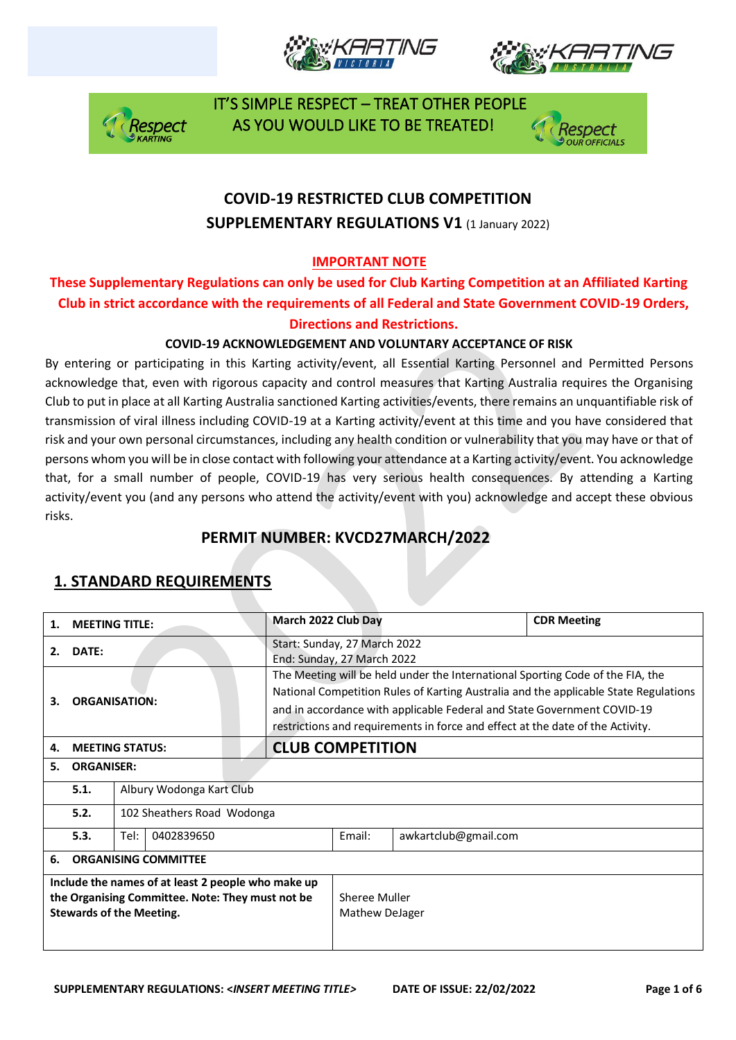IT'S SIMPLE RESPECT – TREAT OTHER PEOPLE AS YOU WOULD LIKE TO BE TREATED!

# COVID-19 RESTRICTED CLUB COMPETITION
## SUPPLEMENTARY REGULATIONS V1 (1 January 2022)

**IMPORTANT NOTE**

**These Supplementary Regulations can only be used for Club Karting Competition at an Affiliated Karting Club in strict accordance with the requirements of all Federal and State Government COVID-19 Orders, Directions and Restrictions.**

**COVID-19 ACKNOWLEDGEMENT AND VOLUNTARY ACCEPTANCE OF RISK**

By entering or participating in this Karting activity/event, all Essential Karting Personnel and Permitted Persons acknowledge that, even with rigorous capacity and control measures that Karting Australia requires the Organising Club to put in place at all Karting Australia sanctioned Karting activities/events, there remains an unquantifiable risk of transmission of viral illness including COVID-19 at a Karting activity/event at this time and you have considered that risk and your own personal circumstances, including any health condition or vulnerability that you may have or that of persons whom you will be in close contact with following your attendance at a Karting activity/event. You acknowledge that, for a small number of people, COVID-19 has very serious health consequences. By attending a Karting activity/event you (and any persons who attend the activity/event with you) acknowledge and accept these obvious risks.

## PERMIT NUMBER: KVCD27MARCH/2022

## 1. STANDARD REQUIREMENTS

| | | | | | |
|---|---|---|---|---|---|
| **1.** | **MEETING TITLE:** | | **March 2022 Club Day** | | **CDR Meeting** |
| **2.** | **DATE:** | | Start: Sunday, 27 March 2022<br>End: Sunday, 27 March 2022 | | |
| **3.** | **ORGANISATION:** | | The Meeting will be held under the International Sporting Code of the FIA, the National Competition Rules of Karting Australia and the applicable State Regulations and in accordance with applicable Federal and State Government COVID-19 restrictions and requirements in force and effect at the date of the Activity. | | |
| **4.** | **MEETING STATUS:** | | **CLUB COMPETITION** | | |
| **5.** | **ORGANISER:** | | | | |
| | **5.1.** | Albury Wodonga Kart Club | | | |
| | **5.2.** | 102 Sheathers Road Wodonga | | | |
| | **5.3.** | Tel: 0402839650 | | Email: | awkartclub@gmail.com |
| **6.** | **ORGANISING COMMITTEE** | | | | |
| **Include the names of at least 2 people who make up the Organising Committee. Note: They must not be Stewards of the Meeting.** | | | Sheree Muller<br>Mathew DeJager | | |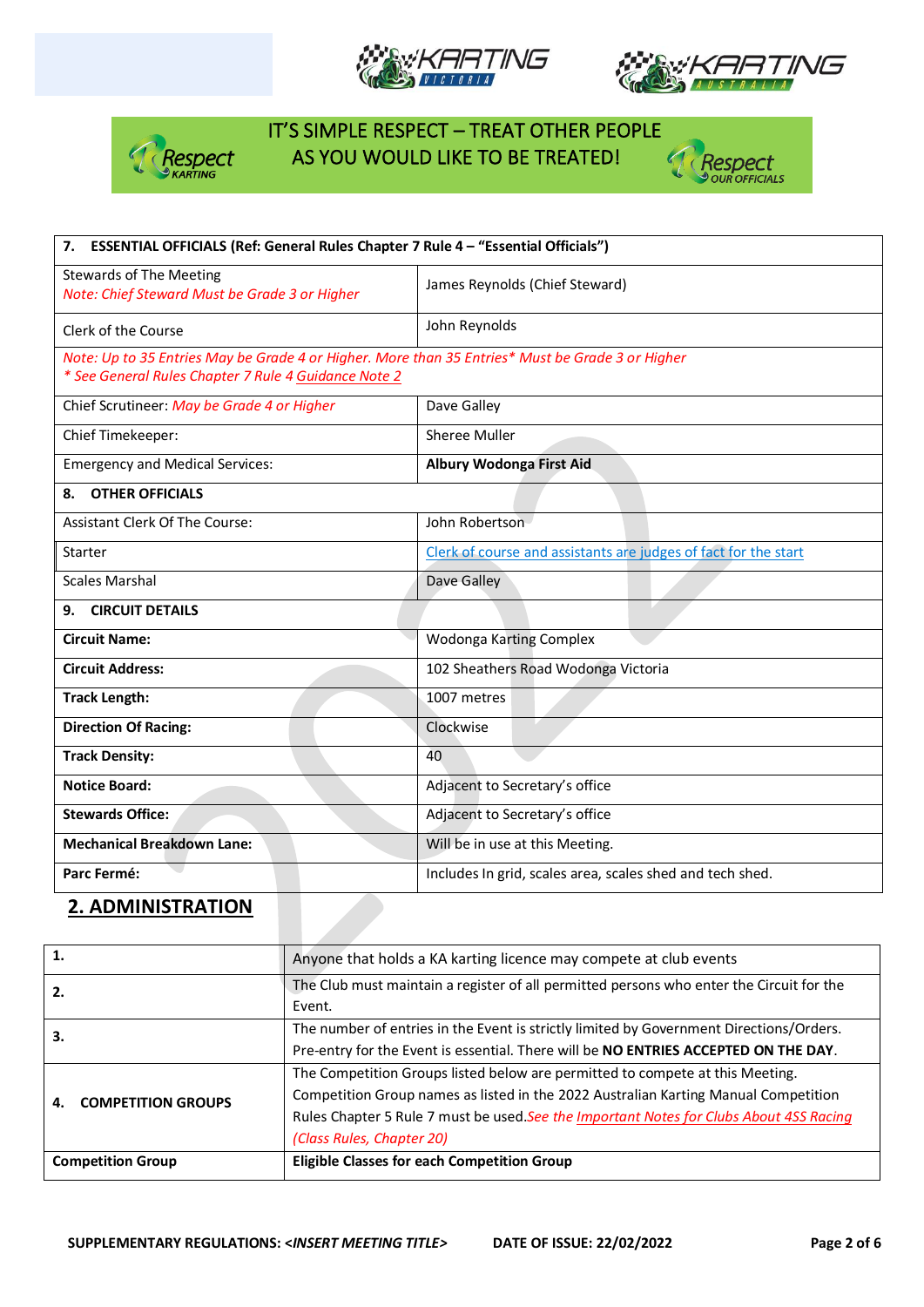IT'S SIMPLE RESPECT – TREAT OTHER PEOPLE AS YOU WOULD LIKE TO BE TREATED!

| **7. ESSENTIAL OFFICIALS (Ref: General Rules Chapter 7 Rule 4 – "Essential Officials")** | |
|---|---|
| Stewards of The Meeting *Note: Chief Steward Must be Grade 3 or Higher* | James Reynolds (Chief Steward) |
| Clerk of the Course | John Reynolds |
| *Note: Up to 35 Entries May be Grade 4 or Higher. More than 35 Entries\* Must be Grade 3 or Higher* *\* See General Rules Chapter 7 Rule 4 Guidance Note 2* | |
| Chief Scrutineer: *May be Grade 4 or Higher* | Dave Galley |
| Chief Timekeeper: | Sheree Muller |
| Emergency and Medical Services: | **Albury Wodonga First Aid** |
| **8. OTHER OFFICIALS** | |
| Assistant Clerk Of The Course: | John Robertson |
| Starter | Clerk of course and assistants are judges of fact for the start |
| Scales Marshal | Dave Galley |
| **9. CIRCUIT DETAILS** | |
| **Circuit Name:** | Wodonga Karting Complex |
| **Circuit Address:** | 102 Sheathers Road Wodonga Victoria |
| **Track Length:** | 1007 metres |
| **Direction Of Racing:** | Clockwise |
| **Track Density:** | 40 |
| **Notice Board:** | Adjacent to Secretary's office |
| **Stewards Office:** | Adjacent to Secretary's office |
| **Mechanical Breakdown Lane:** | Will be in use at this Meeting. |
| **Parc Fermé:** | Includes In grid, scales area, scales shed and tech shed. |

## 2. ADMINISTRATION

| | |
|---|---|
| **1.** | Anyone that holds a KA karting licence may compete at club events |
| **2.** | The Club must maintain a register of all permitted persons who enter the Circuit for the Event. |
| **3.** | The number of entries in the Event is strictly limited by Government Directions/Orders. Pre-entry for the Event is essential. There will be **NO ENTRIES ACCEPTED ON THE DAY**. |
| **4. COMPETITION GROUPS** | The Competition Groups listed below are permitted to compete at this Meeting. Competition Group names as listed in the 2022 Australian Karting Manual Competition Rules Chapter 5 Rule 7 must be used. *See the Important Notes for Clubs About 4SS Racing (Class Rules, Chapter 20)* |
| **Competition Group** | **Eligible Classes for each Competition Group** |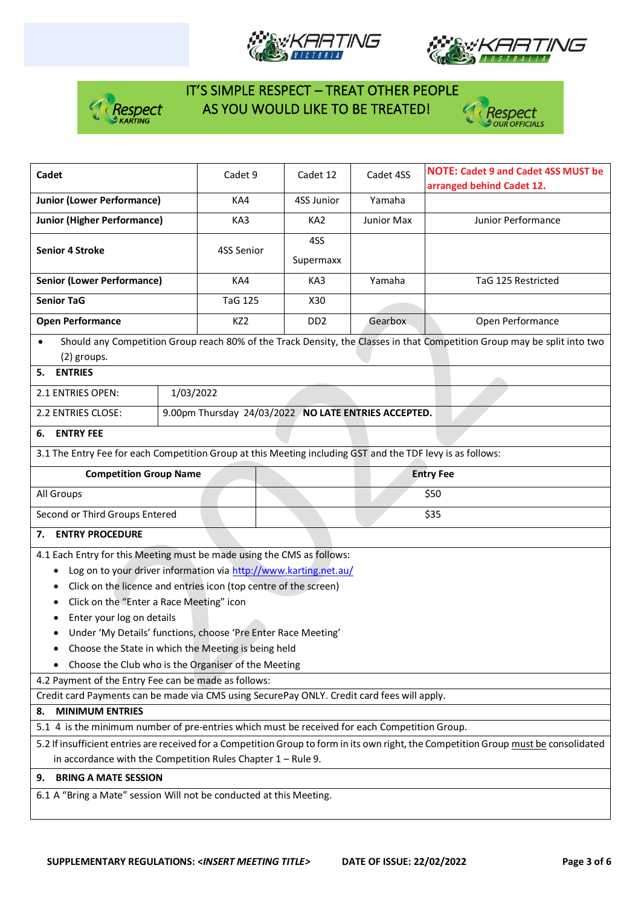IT'S SIMPLE RESPECT – TREAT OTHER PEOPLE AS YOU WOULD LIKE TO BE TREATED!

| Cadet | Cadet 9 | Cadet 12 | Cadet 4SS | NOTE: Cadet 9 and Cadet 4SS MUST be arranged behind Cadet 12. |
|---|---|---|---|---|
| **Junior (Lower Performance)** | KA4 | 4SS Junior | Yamaha | |
| **Junior (Higher Performance)** | KA3 | KA2 | Junior Max | Junior Performance |
| **Senior 4 Stroke** | 4SS Senior | 4SS Supermaxx | | |
| **Senior (Lower Performance)** | KA4 | KA3 | Yamaha | TaG 125 Restricted |
| **Senior TaG** | TaG 125 | X30 | | |
| **Open Performance** | KZ2 | DD2 | Gearbox | Open Performance |

- Should any Competition Group reach 80% of the Track Density, the Classes in that Competition Group may be split into two (2) groups.

## 5. ENTRIES

| | |
|---|---|
| 2.1 ENTRIES OPEN: | 1/03/2022 |
| 2.2 ENTRIES CLOSE: | 9.00pm Thursday 24/03/2022 **NO LATE ENTRIES ACCEPTED.** |

## 6. ENTRY FEE

3.1 The Entry Fee for each Competition Group at this Meeting including GST and the TDF levy is as follows:

| Competition Group Name | Entry Fee |
|---|---|
| All Groups | $50 |
| Second or Third Groups Entered | $35 |

## 7. ENTRY PROCEDURE

4.1 Each Entry for this Meeting must be made using the CMS as follows:

- Log on to your driver information via http://www.karting.net.au/
- Click on the licence and entries icon (top centre of the screen)
- Click on the "Enter a Race Meeting" icon
- Enter your log on details
- Under 'My Details' functions, choose 'Pre Enter Race Meeting'
- Choose the State in which the Meeting is being held
- Choose the Club who is the Organiser of the Meeting

4.2 Payment of the Entry Fee can be made as follows:

Credit card Payments can be made via CMS using SecurePay ONLY. Credit card fees will apply.

## 8. MINIMUM ENTRIES

5.1 4 is the minimum number of pre-entries which must be received for each Competition Group.

5.2 If insufficient entries are received for a Competition Group to form in its own right, the Competition Group must be consolidated in accordance with the Competition Rules Chapter 1 – Rule 9.

## 9. BRING A MATE SESSION

6.1 A "Bring a Mate" session Will not be conducted at this Meeting.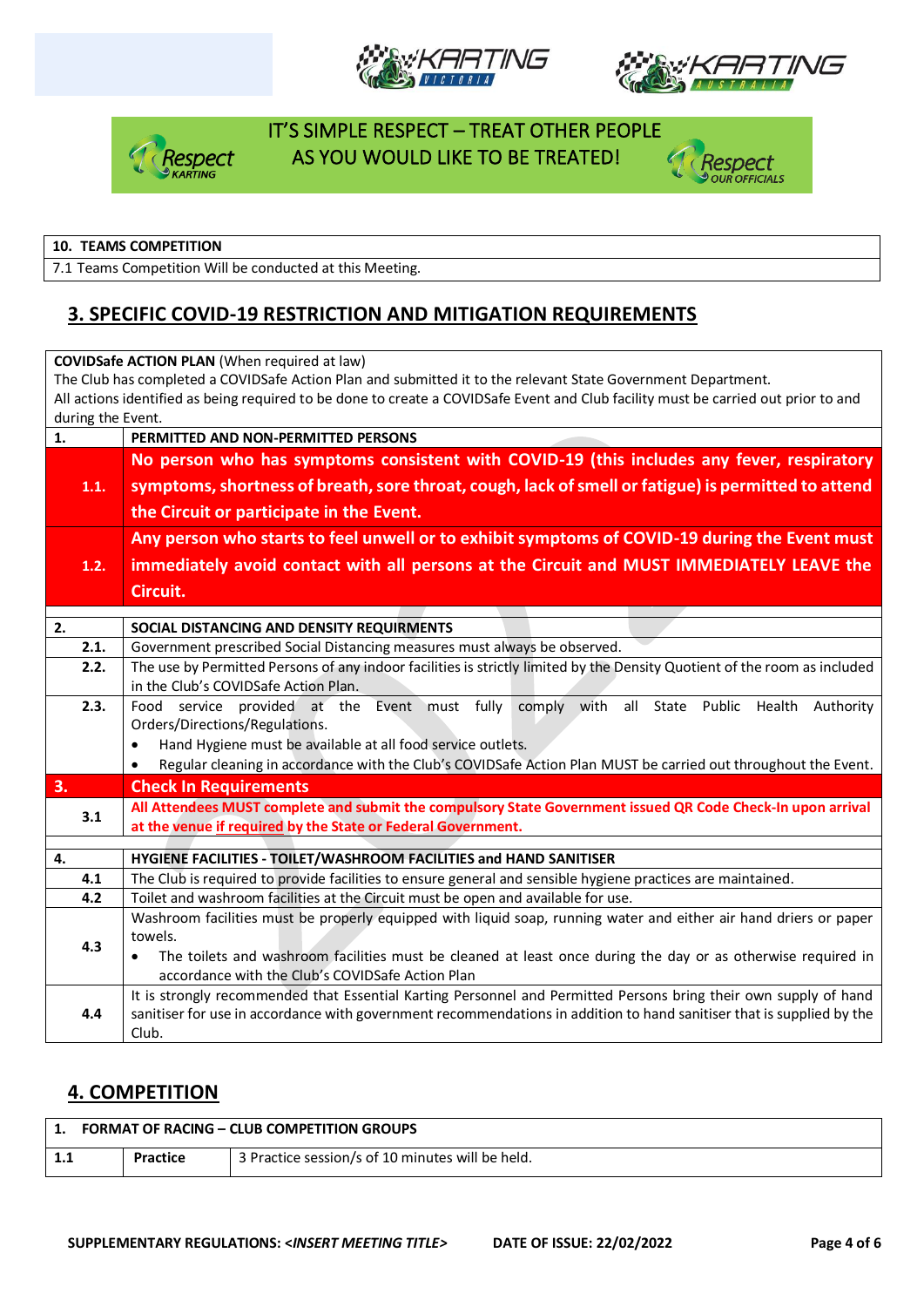IT'S SIMPLE RESPECT – TREAT OTHER PEOPLE AS YOU WOULD LIKE TO BE TREATED!

| **10. TEAMS COMPETITION** |
|---|
| 7.1 Teams Competition Will be conducted at this Meeting. |

## 3. SPECIFIC COVID-19 RESTRICTION AND MITIGATION REQUIREMENTS

**COVIDSafe ACTION PLAN** (When required at law)
The Club has completed a COVIDSafe Action Plan and submitted it to the relevant State Government Department.
All actions identified as being required to be done to create a COVIDSafe Event and Club facility must be carried out prior to and during the Event.

| | |
|---|---|
| **1.** | **PERMITTED AND NON-PERMITTED PERSONS** |
| **1.1.** | **No person who has symptoms consistent with COVID-19 (this includes any fever, respiratory symptoms, shortness of breath, sore throat, cough, lack of smell or fatigue) is permitted to attend the Circuit or participate in the Event.** |
| **1.2.** | **Any person who starts to feel unwell or to exhibit symptoms of COVID-19 during the Event must immediately avoid contact with all persons at the Circuit and MUST IMMEDIATELY LEAVE the Circuit.** |
| | |
| **2.** | **SOCIAL DISTANCING AND DENSITY REQUIRMENTS** |
| **2.1.** | Government prescribed Social Distancing measures must always be observed. |
| **2.2.** | The use by Permitted Persons of any indoor facilities is strictly limited by the Density Quotient of the room as included in the Club's COVIDSafe Action Plan. |
| **2.3.** | Food service provided at the Event must fully comply with all State Public Health Authority Orders/Directions/Regulations.<br>• Hand Hygiene must be available at all food service outlets.<br>• Regular cleaning in accordance with the Club's COVIDSafe Action Plan MUST be carried out throughout the Event. |
| **3.** | **Check In Requirements** |
| **3.1** | **All Attendees MUST complete and submit the compulsory State Government issued QR Code Check-In upon arrival at the venue if required by the State or Federal Government.** |
| | |
| **4.** | **HYGIENE FACILITIES - TOILET/WASHROOM FACILITIES and HAND SANITISER** |
| **4.1** | The Club is required to provide facilities to ensure general and sensible hygiene practices are maintained. |
| **4.2** | Toilet and washroom facilities at the Circuit must be open and available for use. |
| **4.3** | Washroom facilities must be properly equipped with liquid soap, running water and either air hand driers or paper towels.<br>• The toilets and washroom facilities must be cleaned at least once during the day or as otherwise required in accordance with the Club's COVIDSafe Action Plan |
| **4.4** | It is strongly recommended that Essential Karting Personnel and Permitted Persons bring their own supply of hand sanitiser for use in accordance with government recommendations in addition to hand sanitiser that is supplied by the Club. |

## 4. COMPETITION

| **1. FORMAT OF RACING – CLUB COMPETITION GROUPS** | | |
|---|---|---|
| **1.1** | **Practice** | 3 Practice session/s of 10 minutes will be held. |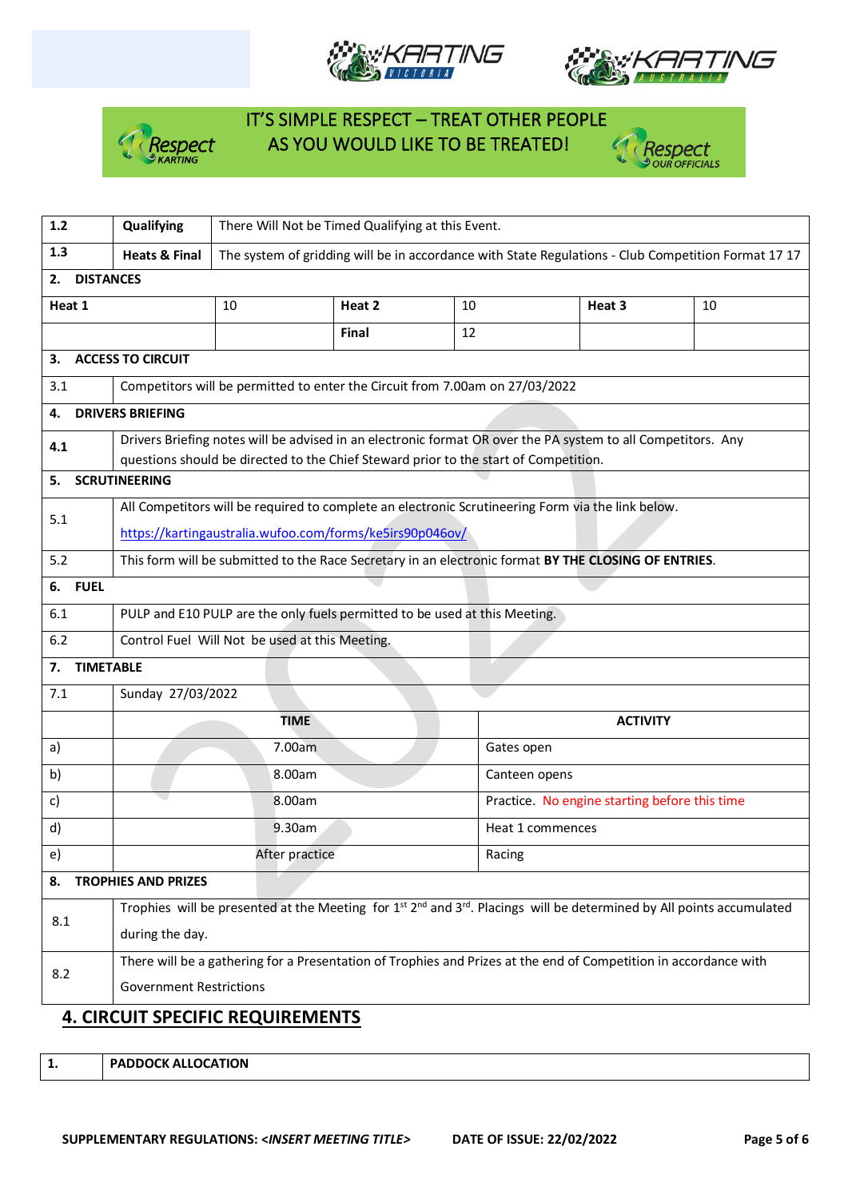IT'S SIMPLE RESPECT – TREAT OTHER PEOPLE AS YOU WOULD LIKE TO BE TREATED!

| | | |
|---|---|---|
| **1.2** | **Qualifying** | There Will Not be Timed Qualifying at this Event. |
| **1.3** | **Heats & Final** | The system of gridding will be in accordance with State Regulations - Club Competition Format 17 17 |

**2. DISTANCES**

| | | | | | |
|---|---|---|---|---|---|
| **Heat 1** | 10 | **Heat 2** | 10 | **Heat 3** | 10 |
| | | **Final** | 12 | | |

**3. ACCESS TO CIRCUIT**

| | |
|---|---|
| 3.1 | Competitors will be permitted to enter the Circuit from 7.00am on 27/03/2022 |

**4. DRIVERS BRIEFING**

| | |
|---|---|
| 4.1 | Drivers Briefing notes will be advised in an electronic format OR over the PA system to all Competitors. Any questions should be directed to the Chief Steward prior to the start of Competition. |

**5. SCRUTINEERING**

| | |
|---|---|
| 5.1 | All Competitors will be required to complete an electronic Scrutineering Form via the link below. https://kartingaustralia.wufoo.com/forms/ke5irs90p046ov/ |
| 5.2 | This form will be submitted to the Race Secretary in an electronic format **BY THE CLOSING OF ENTRIES**. |

**6. FUEL**

| | |
|---|---|
| 6.1 | PULP and E10 PULP are the only fuels permitted to be used at this Meeting. |
| 6.2 | Control Fuel Will Not be used at this Meeting. |

**7. TIMETABLE**

| | | |
|---|---|---|
| 7.1 | Sunday 27/03/2022 | |
| | **TIME** | **ACTIVITY** |
| a) | 7.00am | Gates open |
| b) | 8.00am | Canteen opens |
| c) | 8.00am | Practice. No engine starting before this time |
| d) | 9.30am | Heat 1 commences |
| e) | After practice | Racing |

**8. TROPHIES AND PRIZES**

| | |
|---|---|
| 8.1 | Trophies will be presented at the Meeting for 1st 2nd and 3rd. Placings will be determined by All points accumulated during the day. |
| 8.2 | There will be a gathering for a Presentation of Trophies and Prizes at the end of Competition in accordance with Government Restrictions |

## 4. CIRCUIT SPECIFIC REQUIREMENTS

| | |
|---|---|
| **1.** | **PADDOCK ALLOCATION** |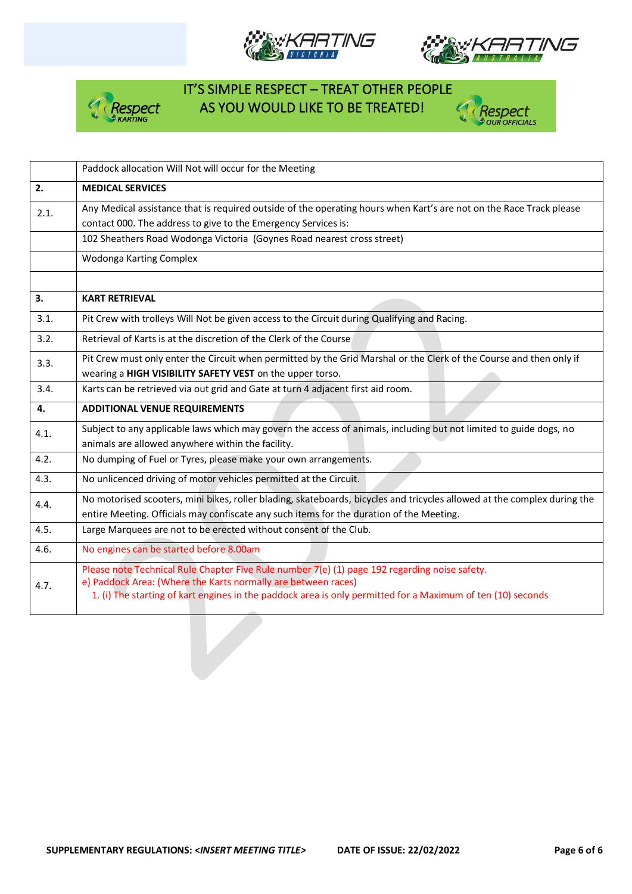IT'S SIMPLE RESPECT – TREAT OTHER PEOPLE AS YOU WOULD LIKE TO BE TREATED!

| | |
|---|---|
| | Paddock allocation Will Not will occur for the Meeting |
| **2.** | **MEDICAL SERVICES** |
| 2.1. | Any Medical assistance that is required outside of the operating hours when Kart's are not on the Race Track please contact 000. The address to give to the Emergency Services is: |
| | 102 Sheathers Road Wodonga Victoria (Goynes Road nearest cross street) |
| | Wodonga Karting Complex |
| | |
| **3.** | **KART RETRIEVAL** |
| 3.1. | Pit Crew with trolleys Will Not be given access to the Circuit during Qualifying and Racing. |
| 3.2. | Retrieval of Karts is at the discretion of the Clerk of the Course |
| 3.3. | Pit Crew must only enter the Circuit when permitted by the Grid Marshal or the Clerk of the Course and then only if wearing a **HIGH VISIBILITY SAFETY VEST** on the upper torso. |
| 3.4. | Karts can be retrieved via out grid and Gate at turn 4 adjacent first aid room. |
| **4.** | **ADDITIONAL VENUE REQUIREMENTS** |
| 4.1. | Subject to any applicable laws which may govern the access of animals, including but not limited to guide dogs, no animals are allowed anywhere within the facility. |
| 4.2. | No dumping of Fuel or Tyres, please make your own arrangements. |
| 4.3. | No unlicenced driving of motor vehicles permitted at the Circuit. |
| 4.4. | No motorised scooters, mini bikes, roller blading, skateboards, bicycles and tricycles allowed at the complex during the entire Meeting. Officials may confiscate any such items for the duration of the Meeting. |
| 4.5. | Large Marquees are not to be erected without consent of the Club. |
| 4.6. | No engines can be started before 8.00am |
| 4.7. | Please note Technical Rule Chapter Five Rule number 7(e) (1) page 192 regarding noise safety.<br>e) Paddock Area: (Where the Karts normally are between races)<br>1. (i) The starting of kart engines in the paddock area is only permitted for a Maximum of ten (10) seconds |